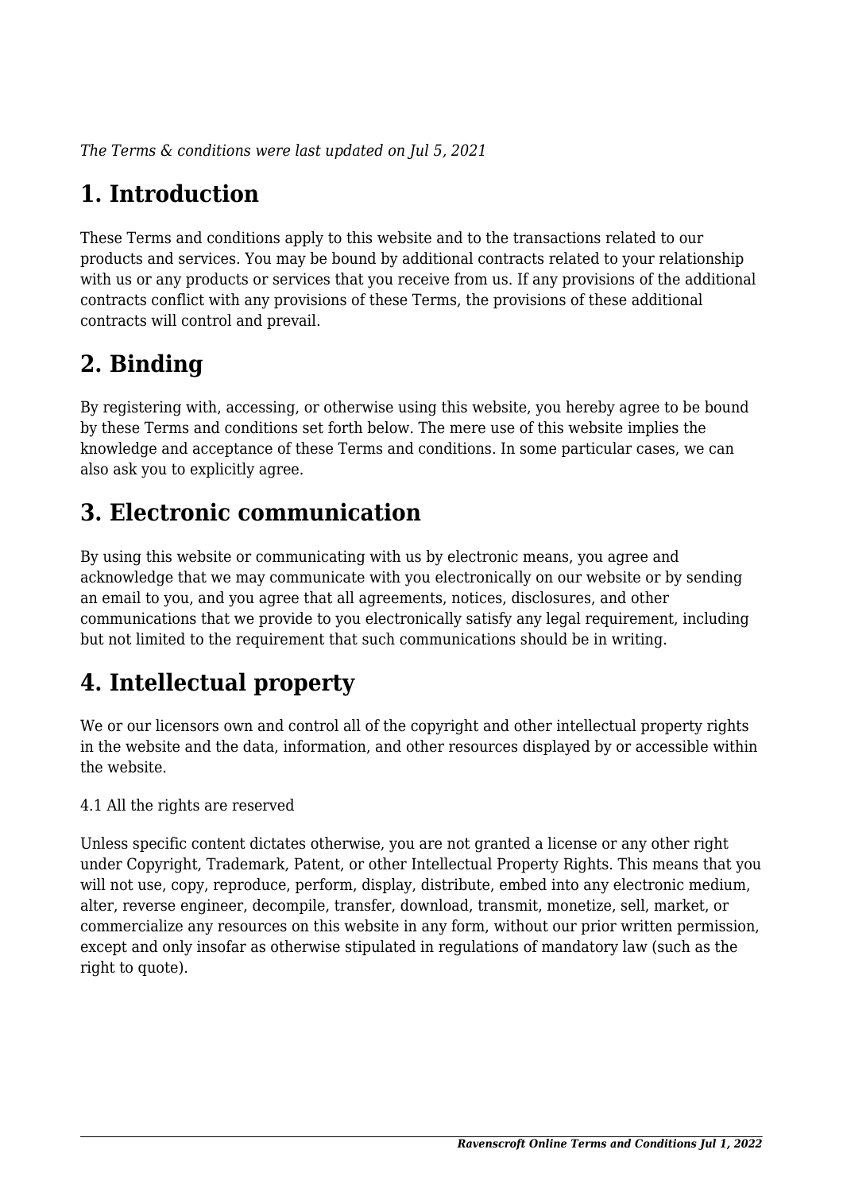*The Terms & conditions were last updated on Jul 5, 2021*

# 1. Introduction

These Terms and conditions apply to this website and to the transactions related to our products and services. You may be bound by additional contracts related to your relationship with us or any products or services that you receive from us. If any provisions of the additional contracts conflict with any provisions of these Terms, the provisions of these additional contracts will control and prevail.

# 2. Binding

By registering with, accessing, or otherwise using this website, you hereby agree to be bound by these Terms and conditions set forth below. The mere use of this website implies the knowledge and acceptance of these Terms and conditions. In some particular cases, we can also ask you to explicitly agree.

# 3. Electronic communication

By using this website or communicating with us by electronic means, you agree and acknowledge that we may communicate with you electronically on our website or by sending an email to you, and you agree that all agreements, notices, disclosures, and other communications that we provide to you electronically satisfy any legal requirement, including but not limited to the requirement that such communications should be in writing.

# 4. Intellectual property

We or our licensors own and control all of the copyright and other intellectual property rights in the website and the data, information, and other resources displayed by or accessible within the website.

4.1 All the rights are reserved

Unless specific content dictates otherwise, you are not granted a license or any other right under Copyright, Trademark, Patent, or other Intellectual Property Rights. This means that you will not use, copy, reproduce, perform, display, distribute, embed into any electronic medium, alter, reverse engineer, decompile, transfer, download, transmit, monetize, sell, market, or commercialize any resources on this website in any form, without our prior written permission, except and only insofar as otherwise stipulated in regulations of mandatory law (such as the right to quote).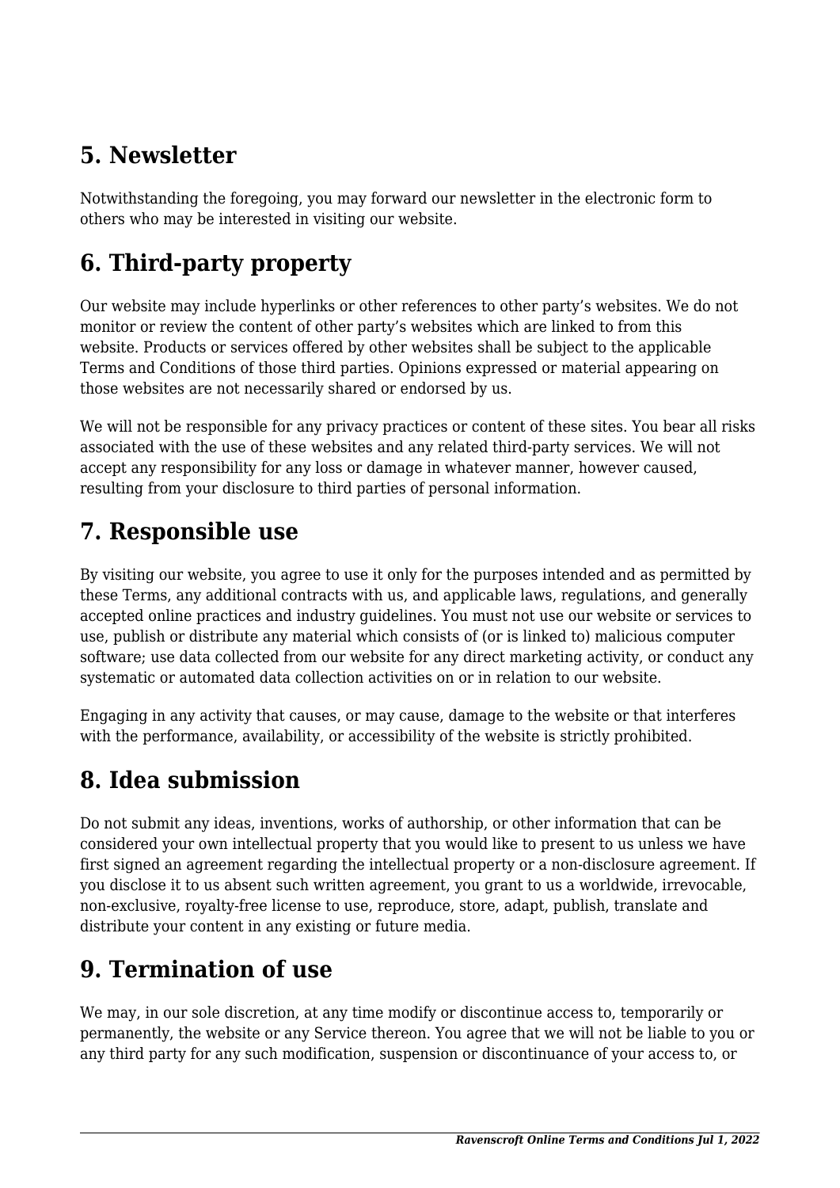## 5. Newsletter

Notwithstanding the foregoing, you may forward our newsletter in the electronic form to others who may be interested in visiting our website.

## 6. Third-party property

Our website may include hyperlinks or other references to other party's websites. We do not monitor or review the content of other party's websites which are linked to from this website. Products or services offered by other websites shall be subject to the applicable Terms and Conditions of those third parties. Opinions expressed or material appearing on those websites are not necessarily shared or endorsed by us.

We will not be responsible for any privacy practices or content of these sites. You bear all risks associated with the use of these websites and any related third-party services. We will not accept any responsibility for any loss or damage in whatever manner, however caused, resulting from your disclosure to third parties of personal information.

## 7. Responsible use

By visiting our website, you agree to use it only for the purposes intended and as permitted by these Terms, any additional contracts with us, and applicable laws, regulations, and generally accepted online practices and industry guidelines. You must not use our website or services to use, publish or distribute any material which consists of (or is linked to) malicious computer software; use data collected from our website for any direct marketing activity, or conduct any systematic or automated data collection activities on or in relation to our website.

Engaging in any activity that causes, or may cause, damage to the website or that interferes with the performance, availability, or accessibility of the website is strictly prohibited.

## 8. Idea submission

Do not submit any ideas, inventions, works of authorship, or other information that can be considered your own intellectual property that you would like to present to us unless we have first signed an agreement regarding the intellectual property or a non-disclosure agreement. If you disclose it to us absent such written agreement, you grant to us a worldwide, irrevocable, non-exclusive, royalty-free license to use, reproduce, store, adapt, publish, translate and distribute your content in any existing or future media.

## 9. Termination of use

We may, in our sole discretion, at any time modify or discontinue access to, temporarily or permanently, the website or any Service thereon. You agree that we will not be liable to you or any third party for any such modification, suspension or discontinuance of your access to, or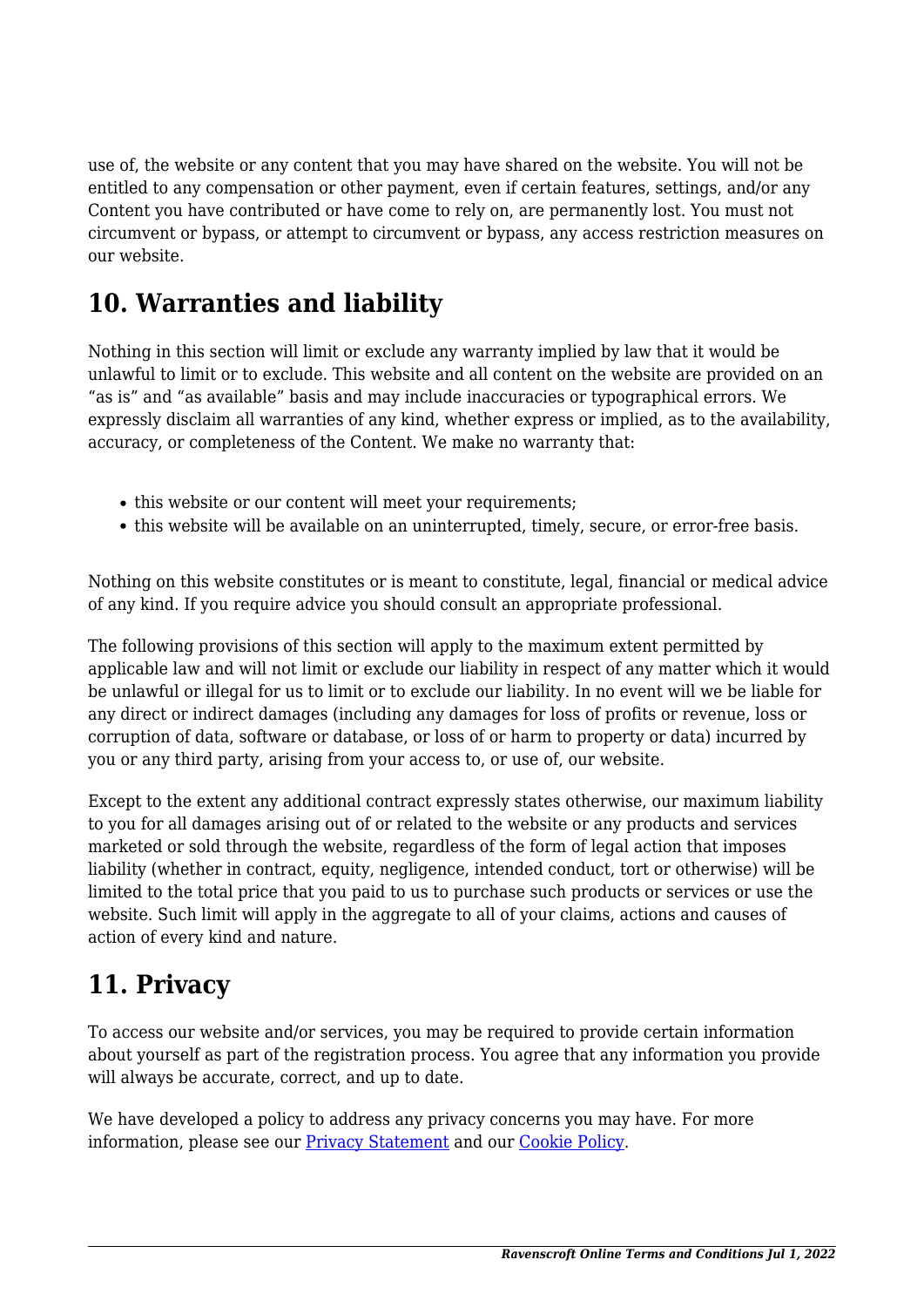use of, the website or any content that you may have shared on the website. You will not be entitled to any compensation or other payment, even if certain features, settings, and/or any Content you have contributed or have come to rely on, are permanently lost. You must not circumvent or bypass, or attempt to circumvent or bypass, any access restriction measures on our website.

## 10. Warranties and liability

Nothing in this section will limit or exclude any warranty implied by law that it would be unlawful to limit or to exclude. This website and all content on the website are provided on an "as is" and "as available" basis and may include inaccuracies or typographical errors. We expressly disclaim all warranties of any kind, whether express or implied, as to the availability, accuracy, or completeness of the Content. We make no warranty that:

- this website or our content will meet your requirements;
- this website will be available on an uninterrupted, timely, secure, or error-free basis.

Nothing on this website constitutes or is meant to constitute, legal, financial or medical advice of any kind. If you require advice you should consult an appropriate professional.

The following provisions of this section will apply to the maximum extent permitted by applicable law and will not limit or exclude our liability in respect of any matter which it would be unlawful or illegal for us to limit or to exclude our liability. In no event will we be liable for any direct or indirect damages (including any damages for loss of profits or revenue, loss or corruption of data, software or database, or loss of or harm to property or data) incurred by you or any third party, arising from your access to, or use of, our website.

Except to the extent any additional contract expressly states otherwise, our maximum liability to you for all damages arising out of or related to the website or any products and services marketed or sold through the website, regardless of the form of legal action that imposes liability (whether in contract, equity, negligence, intended conduct, tort or otherwise) will be limited to the total price that you paid to us to purchase such products or services or use the website. Such limit will apply in the aggregate to all of your claims, actions and causes of action of every kind and nature.

## 11. Privacy

To access our website and/or services, you may be required to provide certain information about yourself as part of the registration process. You agree that any information you provide will always be accurate, correct, and up to date.

We have developed a policy to address any privacy concerns you may have. For more information, please see our [Privacy Statement] and our [Cookie Policy].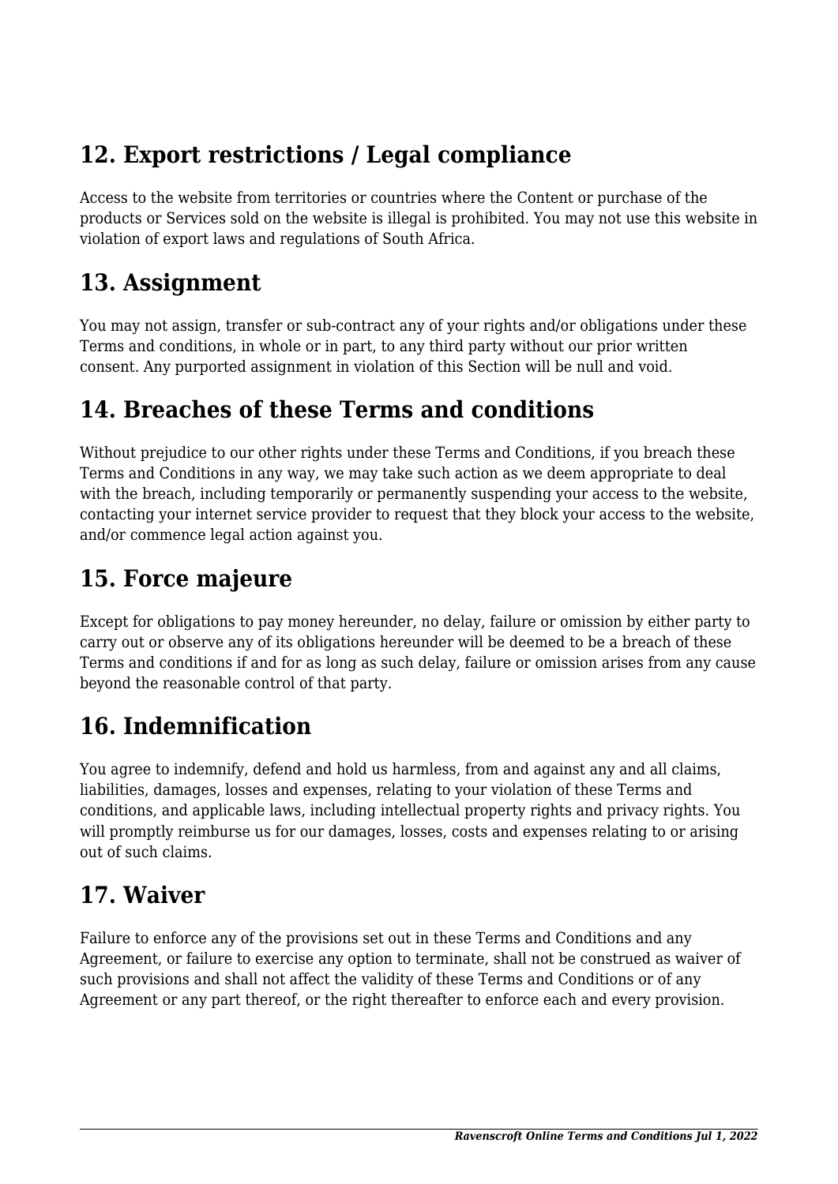## 12. Export restrictions / Legal compliance

Access to the website from territories or countries where the Content or purchase of the products or Services sold on the website is illegal is prohibited. You may not use this website in violation of export laws and regulations of South Africa.

## 13. Assignment

You may not assign, transfer or sub-contract any of your rights and/or obligations under these Terms and conditions, in whole or in part, to any third party without our prior written consent. Any purported assignment in violation of this Section will be null and void.

## 14. Breaches of these Terms and conditions

Without prejudice to our other rights under these Terms and Conditions, if you breach these Terms and Conditions in any way, we may take such action as we deem appropriate to deal with the breach, including temporarily or permanently suspending your access to the website, contacting your internet service provider to request that they block your access to the website, and/or commence legal action against you.

## 15. Force majeure

Except for obligations to pay money hereunder, no delay, failure or omission by either party to carry out or observe any of its obligations hereunder will be deemed to be a breach of these Terms and conditions if and for as long as such delay, failure or omission arises from any cause beyond the reasonable control of that party.

## 16. Indemnification

You agree to indemnify, defend and hold us harmless, from and against any and all claims, liabilities, damages, losses and expenses, relating to your violation of these Terms and conditions, and applicable laws, including intellectual property rights and privacy rights. You will promptly reimburse us for our damages, losses, costs and expenses relating to or arising out of such claims.

## 17. Waiver

Failure to enforce any of the provisions set out in these Terms and Conditions and any Agreement, or failure to exercise any option to terminate, shall not be construed as waiver of such provisions and shall not affect the validity of these Terms and Conditions or of any Agreement or any part thereof, or the right thereafter to enforce each and every provision.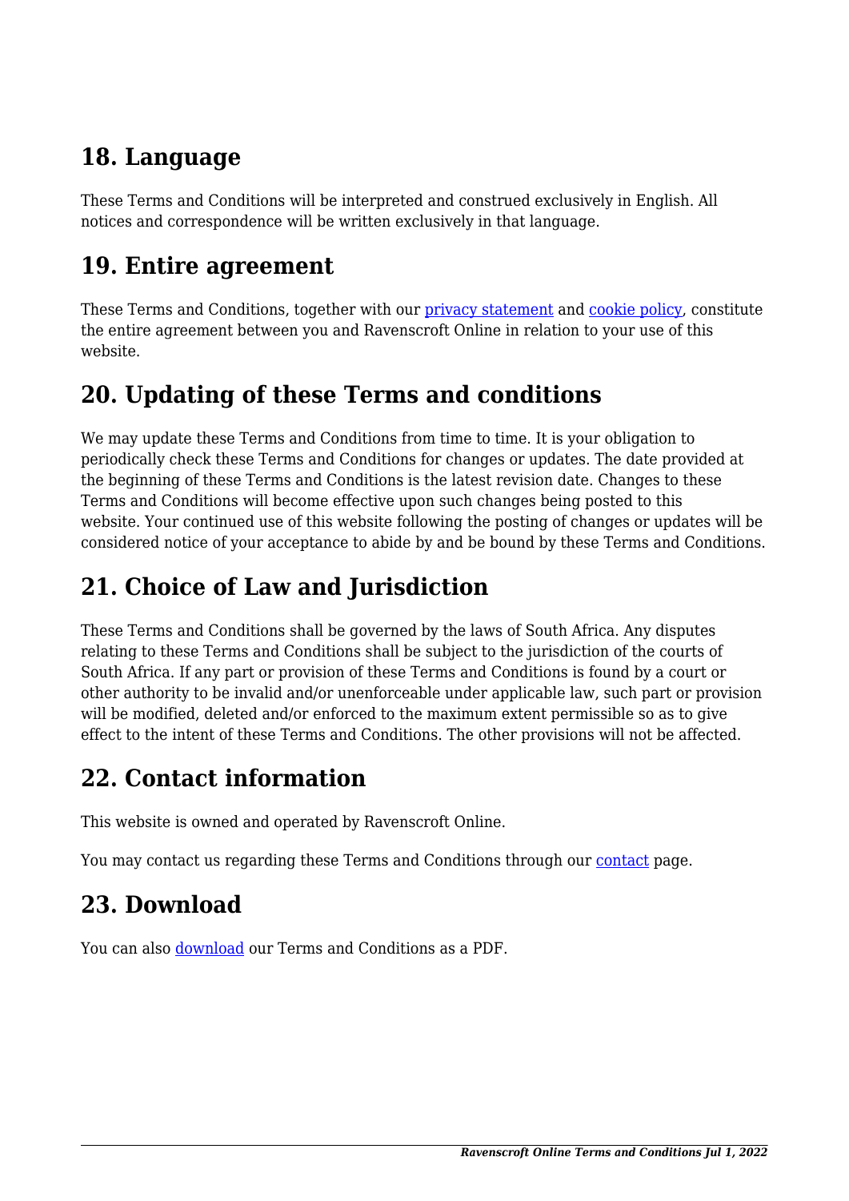## 18. Language

These Terms and Conditions will be interpreted and construed exclusively in English. All notices and correspondence will be written exclusively in that language.

## 19. Entire agreement

These Terms and Conditions, together with our privacy statement and cookie policy, constitute the entire agreement between you and Ravenscroft Online in relation to your use of this website.

## 20. Updating of these Terms and conditions

We may update these Terms and Conditions from time to time. It is your obligation to periodically check these Terms and Conditions for changes or updates. The date provided at the beginning of these Terms and Conditions is the latest revision date. Changes to these Terms and Conditions will become effective upon such changes being posted to this website. Your continued use of this website following the posting of changes or updates will be considered notice of your acceptance to abide by and be bound by these Terms and Conditions.

## 21. Choice of Law and Jurisdiction

These Terms and Conditions shall be governed by the laws of South Africa. Any disputes relating to these Terms and Conditions shall be subject to the jurisdiction of the courts of South Africa. If any part or provision of these Terms and Conditions is found by a court or other authority to be invalid and/or unenforceable under applicable law, such part or provision will be modified, deleted and/or enforced to the maximum extent permissible so as to give effect to the intent of these Terms and Conditions. The other provisions will not be affected.

## 22. Contact information

This website is owned and operated by Ravenscroft Online.

You may contact us regarding these Terms and Conditions through our contact page.

## 23. Download

You can also download our Terms and Conditions as a PDF.